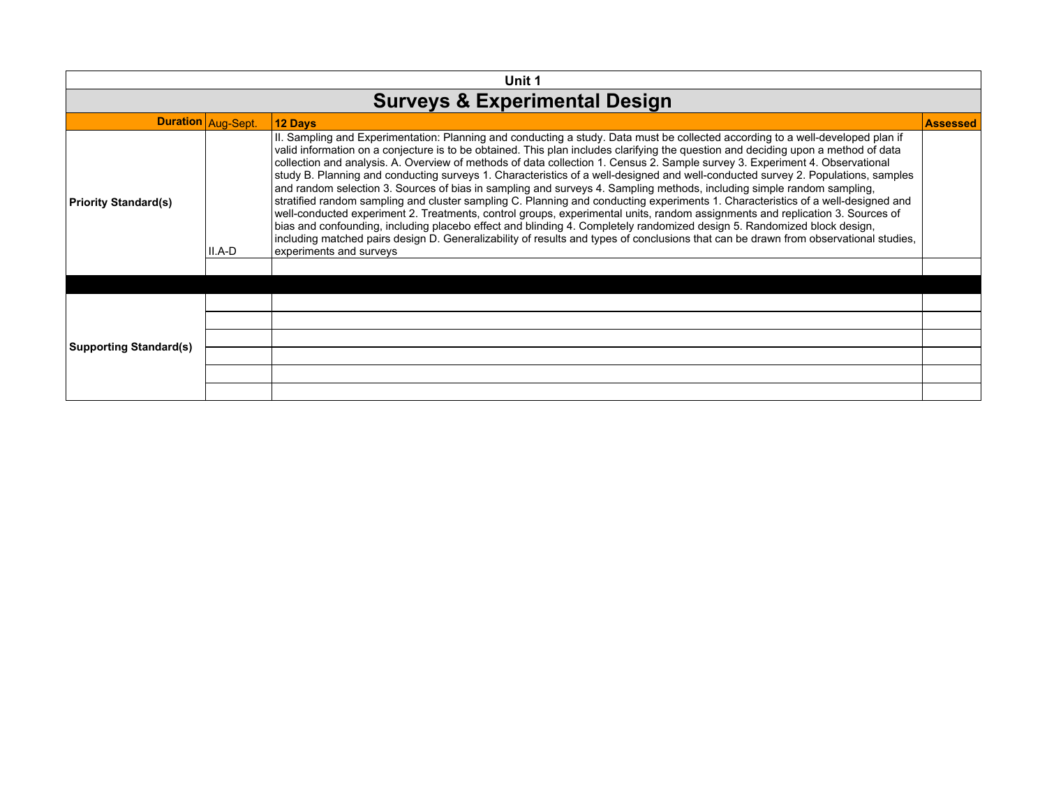| Unit 1 | | | |
|---|---|---|---|
| **Surveys & Experimental Design** | | | |
| **Duration** | Aug-Sept. | **12 Days** | **Assessed** |
| **Priority Standard(s)** | II.A-D | II. Sampling and Experimentation: Planning and conducting a study. Data must be collected according to a well-developed plan if valid information on a conjecture is to be obtained. This plan includes clarifying the question and deciding upon a method of data collection and analysis. A. Overview of methods of data collection 1. Census 2. Sample survey 3. Experiment 4. Observational study B. Planning and conducting surveys 1. Characteristics of a well-designed and well-conducted survey 2. Populations, samples and random selection 3. Sources of bias in sampling and surveys 4. Sampling methods, including simple random sampling, stratified random sampling and cluster sampling C. Planning and conducting experiments 1. Characteristics of a well-designed and well-conducted experiment 2. Treatments, control groups, experimental units, random assignments and replication 3. Sources of bias and confounding, including placebo effect and blinding 4. Completely randomized design 5. Randomized block design, including matched pairs design D. Generalizability of results and types of conclusions that can be drawn from observational studies, experiments and surveys | |
| | | | |
| | | | |
| **Supporting Standard(s)** | | | |
| | | | |
| | | | |
| | | | |
| | | | |
| | | | |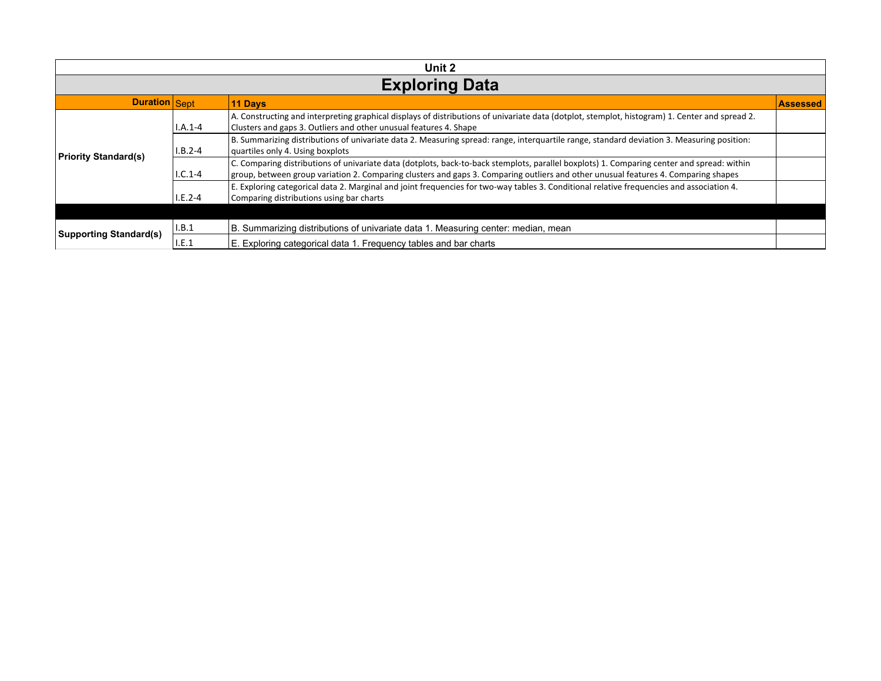## Unit 2

# Exploring Data

| Duration | Sept | 11 Days | Assessed |
|---|---|---|---|
| **Priority Standard(s)** | I.A.1-4 | A. Constructing and interpreting graphical displays of distributions of univariate data (dotplot, stemplot, histogram) 1. Center and spread 2. Clusters and gaps 3. Outliers and other unusual features 4. Shape | |
| | I.B.2-4 | B. Summarizing distributions of univariate data 2. Measuring spread: range, interquartile range, standard deviation 3. Measuring position: quartiles only 4. Using boxplots | |
| | I.C.1-4 | C. Comparing distributions of univariate data (dotplots, back-to-back stemplots, parallel boxplots) 1. Comparing center and spread: within group, between group variation 2. Comparing clusters and gaps 3. Comparing outliers and other unusual features 4. Comparing shapes | |
| | I.E.2-4 | E. Exploring categorical data 2. Marginal and joint frequencies for two-way tables 3. Conditional relative frequencies and association 4. Comparing distributions using bar charts | |
| | | | |
| **Supporting Standard(s)** | I.B.1 | B. Summarizing distributions of univariate data 1. Measuring center: median, mean | |
| | I.E.1 | E. Exploring categorical data 1. Frequency tables and bar charts | |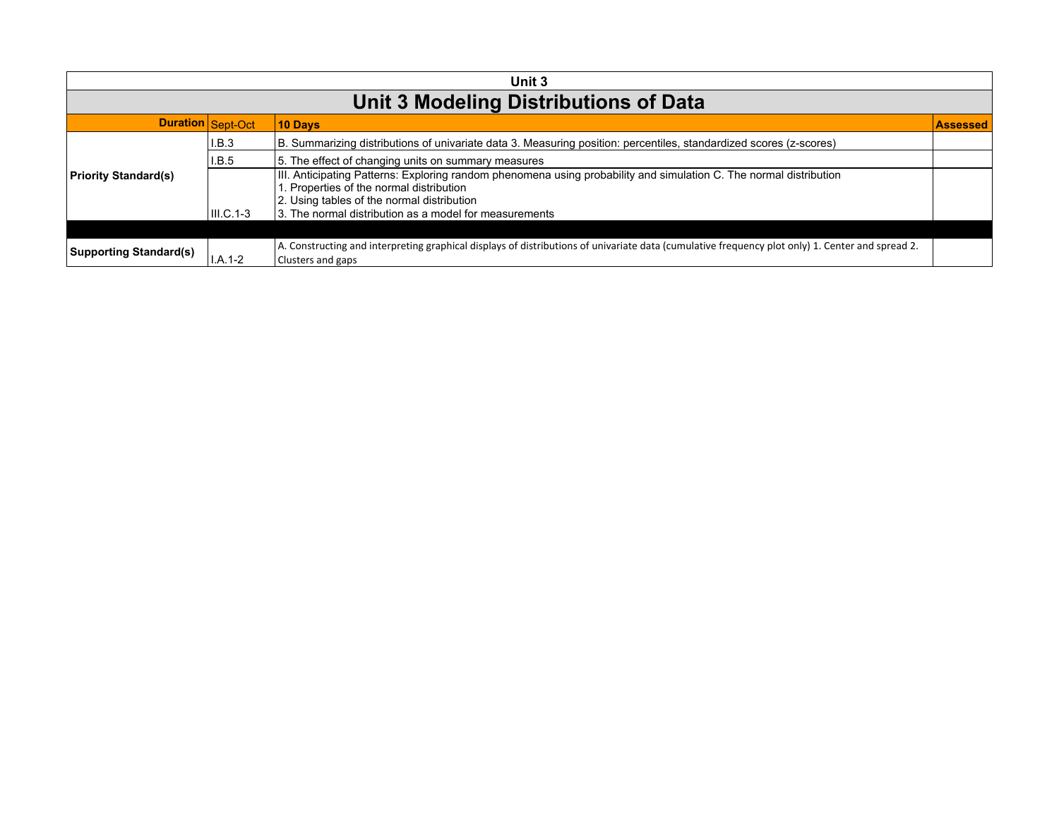| Unit 3 | | | |
|---|---|---|---|
| **Unit 3 Modeling Distributions of Data** | | | |
| **Duration** | Sept-Oct | **10 Days** | **Assessed** |
| **Priority Standard(s)** | I.B.3 | B. Summarizing distributions of univariate data 3. Measuring position: percentiles, standardized scores (z-scores) | |
| | I.B.5 | 5. The effect of changing units on summary measures | |
| | III.C.1-3 | III. Anticipating Patterns: Exploring random phenomena using probability and simulation C. The normal distribution<br>1. Properties of the normal distribution<br>2. Using tables of the normal distribution<br>3. The normal distribution as a model for measurements | |
| | | | |
| **Supporting Standard(s)** | I.A.1-2 | A. Constructing and interpreting graphical displays of distributions of univariate data (cumulative frequency plot only) 1. Center and spread 2. Clusters and gaps | |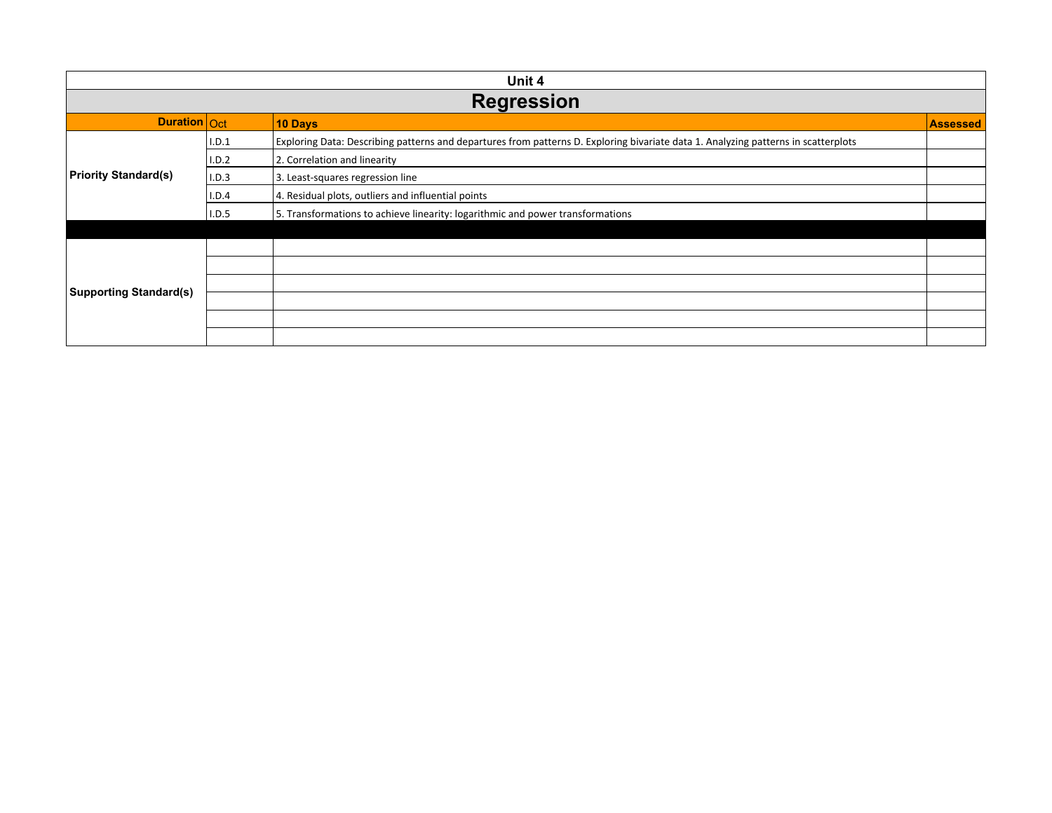| Unit 4 | | | |
|---|---|---|---|
| **Regression** | | | |
| **Duration** | Oct | **10 Days** | **Assessed** |
| **Priority Standard(s)** | I.D.1 | Exploring Data: Describing patterns and departures from patterns D. Exploring bivariate data 1. Analyzing patterns in scatterplots | |
| | I.D.2 | 2. Correlation and linearity | |
| | I.D.3 | 3. Least-squares regression line | |
| | I.D.4 | 4. Residual plots, outliers and influential points | |
| | I.D.5 | 5. Transformations to achieve linearity: logarithmic and power transformations | |
| | | | |
| **Supporting Standard(s)** | | | |
| | | | |
| | | | |
| | | | |
| | | | |
| | | | |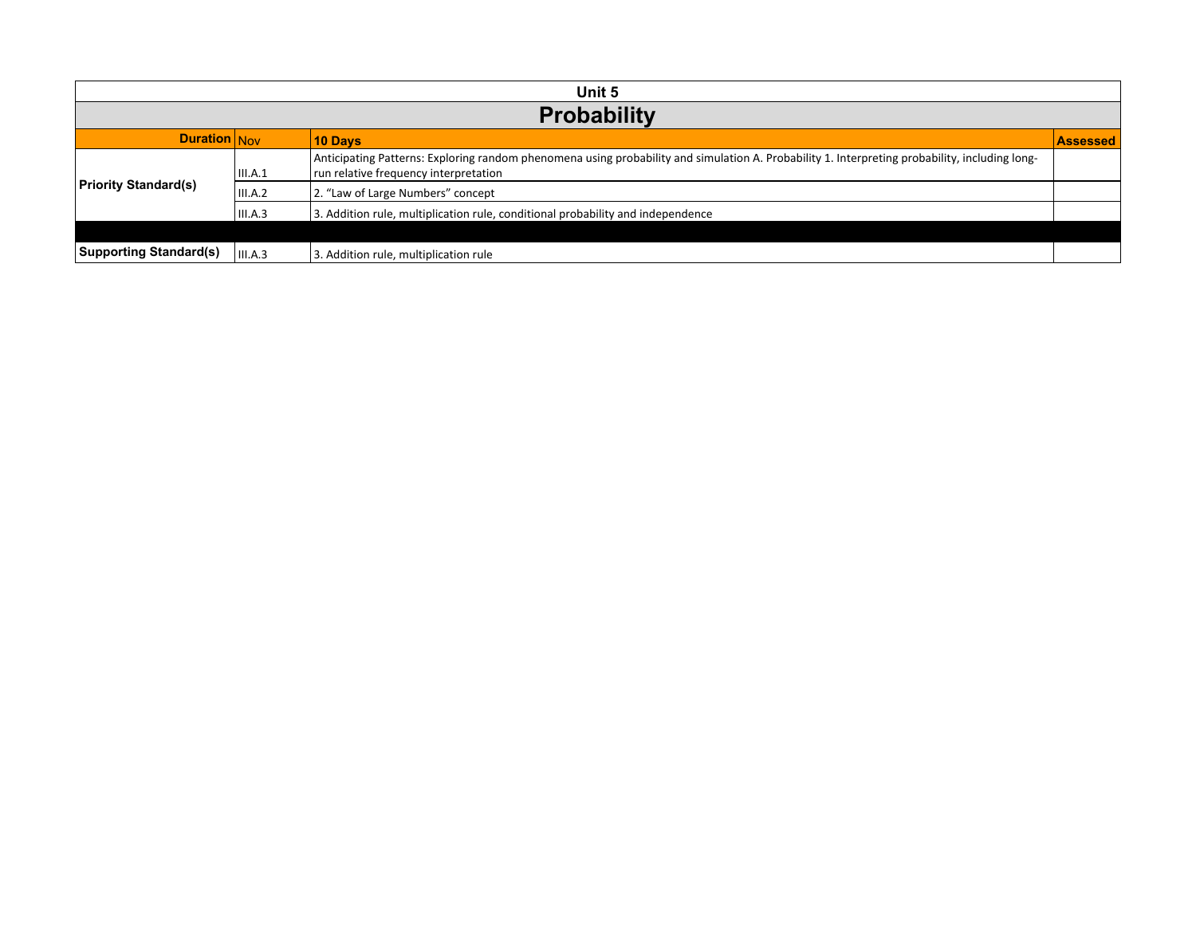| Unit 5 | | | |
|---|---|---|---|
| **Probability** | | | |
| **Duration** | Nov | **10 Days** | **Assessed** |
| **Priority Standard(s)** | III.A.1 | Anticipating Patterns: Exploring random phenomena using probability and simulation A. Probability 1. Interpreting probability, including long-run relative frequency interpretation | |
| | III.A.2 | 2. “Law of Large Numbers” concept | |
| | III.A.3 | 3. Addition rule, multiplication rule, conditional probability and independence | |
| | | | |
| **Supporting Standard(s)** | III.A.3 | 3. Addition rule, multiplication rule | |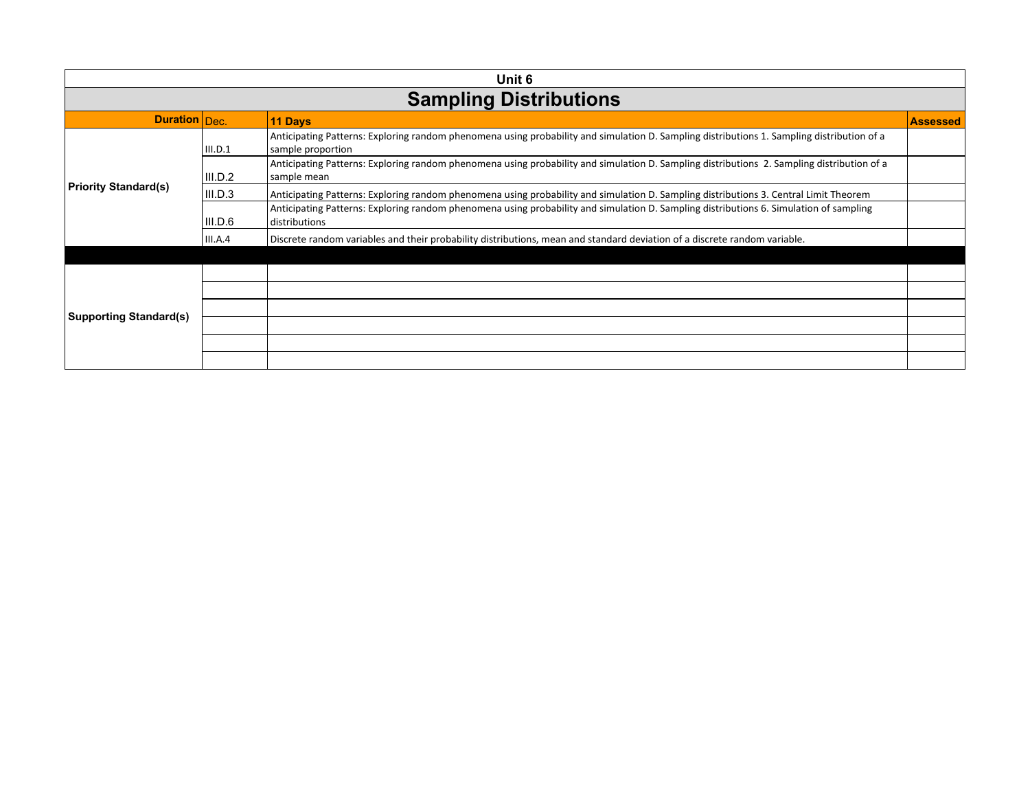| Unit 6 | | | |
|---|---|---|---|
| **Sampling Distributions** | | | |
| **Duration** | Dec. | **11 Days** | **Assessed** |
| **Priority Standard(s)** | III.D.1 | Anticipating Patterns: Exploring random phenomena using probability and simulation D. Sampling distributions 1. Sampling distribution of a sample proportion | |
| | III.D.2 | Anticipating Patterns: Exploring random phenomena using probability and simulation D. Sampling distributions 2. Sampling distribution of a sample mean | |
| | III.D.3 | Anticipating Patterns: Exploring random phenomena using probability and simulation D. Sampling distributions 3. Central Limit Theorem | |
| | III.D.6 | Anticipating Patterns: Exploring random phenomena using probability and simulation D. Sampling distributions 6. Simulation of sampling distributions | |
| | III.A.4 | Discrete random variables and their probability distributions, mean and standard deviation of a discrete random variable. | |
| | | | |
| **Supporting Standard(s)** | | | |
| | | | |
| | | | |
| | | | |
| | | | |
| | | | |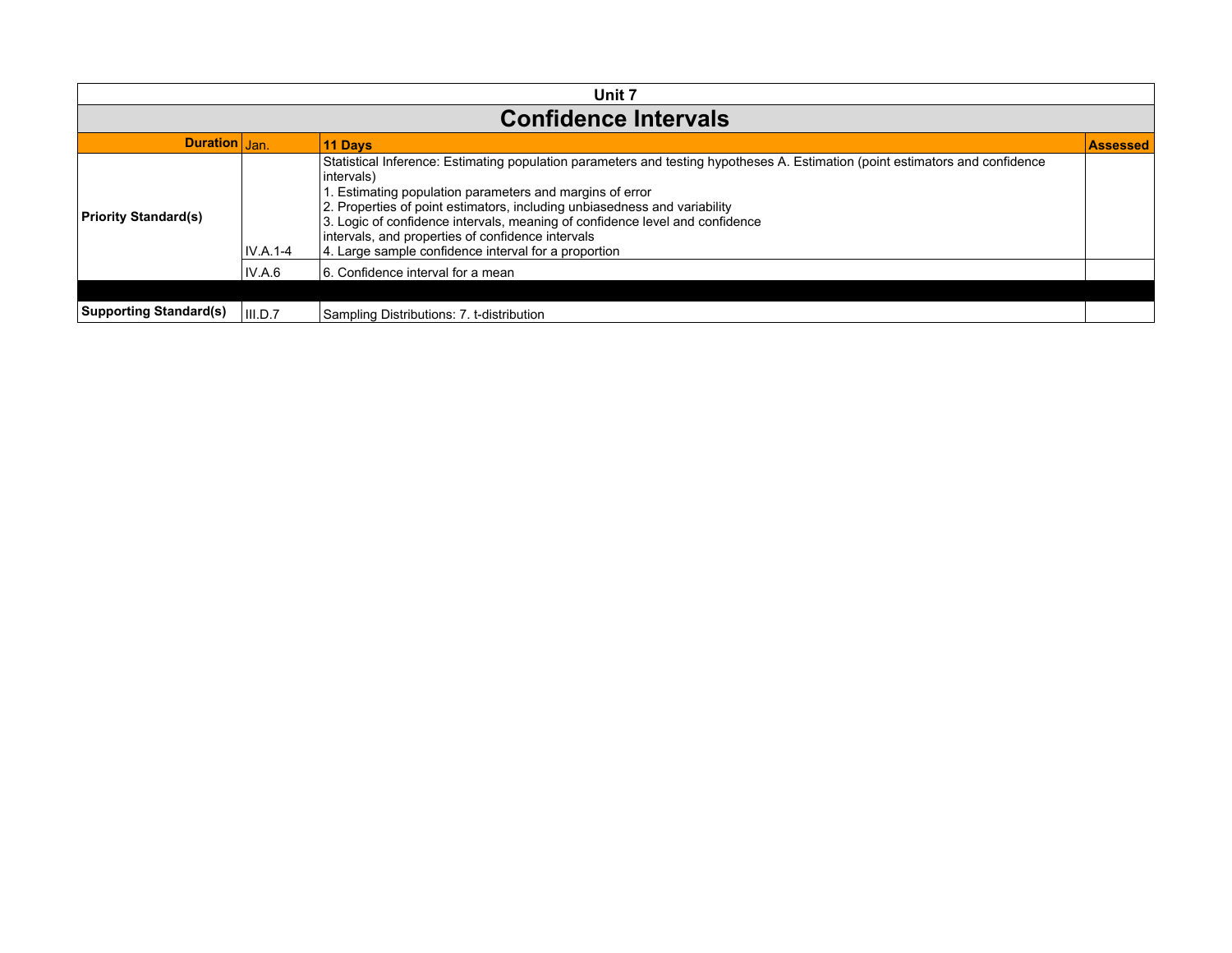| Unit 7 | | | |
|---|---|---|---|
| **Confidence Intervals** | | | |
| **Duration** | Jan. | **11 Days** | **Assessed** |
| **Priority Standard(s)** | IV.A.1-4 | Statistical Inference: Estimating population parameters and testing hypotheses A. Estimation (point estimators and confidence intervals)<br>1. Estimating population parameters and margins of error<br>2. Properties of point estimators, including unbiasedness and variability<br>3. Logic of confidence intervals, meaning of confidence level and confidence intervals, and properties of confidence intervals<br>4. Large sample confidence interval for a proportion | |
| | IV.A.6 | 6. Confidence interval for a mean | |
| | | | |
| **Supporting Standard(s)** | III.D.7 | Sampling Distributions: 7. t-distribution | |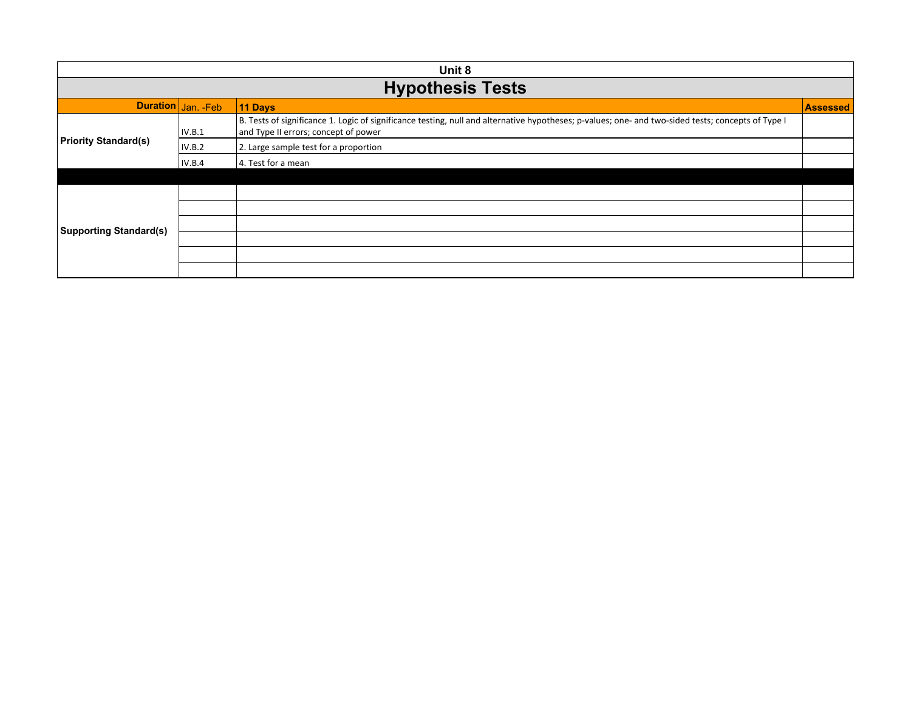## Unit 8

# Hypothesis Tests

| Duration | Jan. -Feb | 11 Days | Assessed |
|---|---|---|---|
| **Priority Standard(s)** | IV.B.1 | B. Tests of significance 1. Logic of significance testing, null and alternative hypotheses; p-values; one- and two-sided tests; concepts of Type I and Type II errors; concept of power | |
| | IV.B.2 | 2. Large sample test for a proportion | |
| | IV.B.4 | 4. Test for a mean | |
| | | | |
| **Supporting Standard(s)** | | | |
| | | | |
| | | | |
| | | | |
| | | | |
| | | | |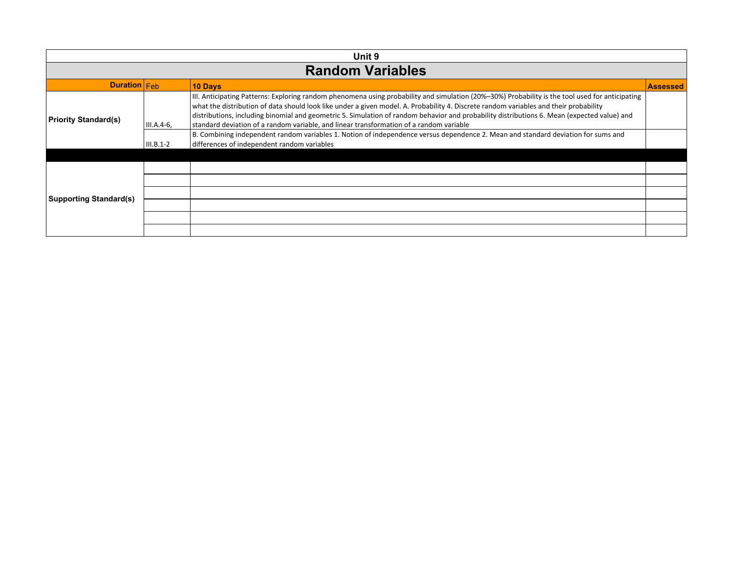# Unit 9

## Random Variables

| **Duration** | Feb | **10 Days** | **Assessed** |
|---|---|---|---|
| **Priority Standard(s)** | III.A.4-6, | III. Anticipating Patterns: Exploring random phenomena using probability and simulation (20%–30%) Probability is the tool used for anticipating what the distribution of data should look like under a given model. A. Probability 4. Discrete random variables and their probability distributions, including binomial and geometric 5. Simulation of random behavior and probability distributions 6. Mean (expected value) and standard deviation of a random variable, and linear transformation of a random variable | |
| | III.B.1-2 | B. Combining independent random variables 1. Notion of independence versus dependence 2. Mean and standard deviation for sums and differences of independent random variables | |
| | | | |
| **Supporting Standard(s)** | | | |
| | | | |
| | | | |
| | | | |
| | | | |
| | | | |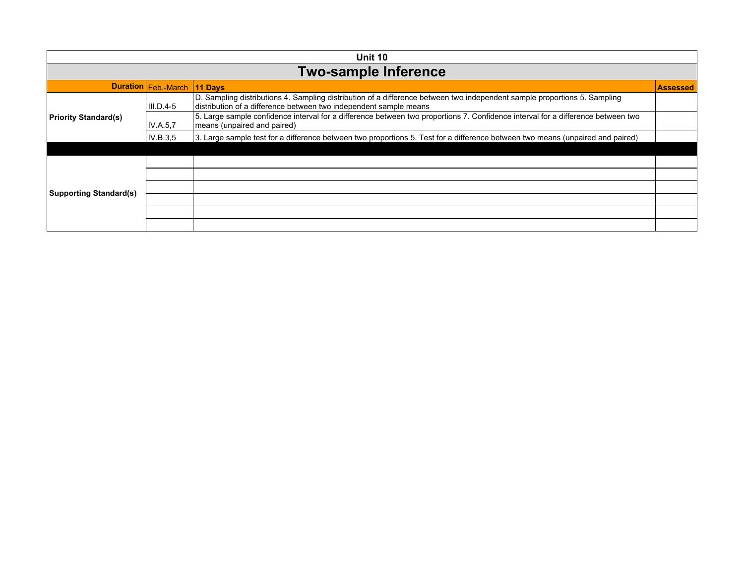**Unit 10**

# Two-sample Inference

| Duration | Feb.-March | 11 Days | Assessed |
|---|---|---|---|
| Priority Standard(s) | III.D.4-5 | D. Sampling distributions 4. Sampling distribution of a difference between two independent sample proportions 5. Sampling distribution of a difference between two independent sample means | |
| | IV.A.5,7 | 5. Large sample confidence interval for a difference between two proportions 7. Confidence interval for a difference between two means (unpaired and paired) | |
| | IV.B.3,5 | 3. Large sample test for a difference between two proportions 5. Test for a difference between two means (unpaired and paired) | |
| | | | |
| Supporting Standard(s) | | | |
| | | | |
| | | | |
| | | | |
| | | | |
| | | | |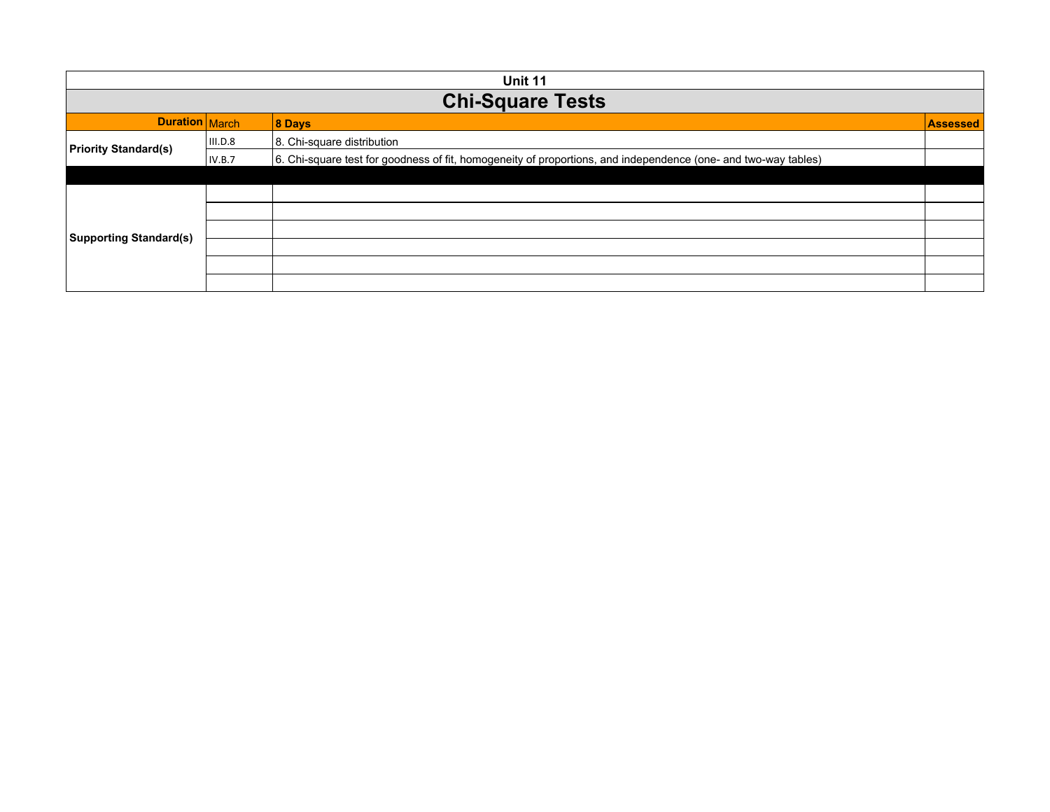| Unit 11 | | | |
|---|---|---|---|
| **Chi-Square Tests** | | | |
| **Duration** | March | **8 Days** | **Assessed** |
| **Priority Standard(s)** | III.D.8 | 8. Chi-square distribution | |
| | IV.B.7 | 6. Chi-square test for goodness of fit, homogeneity of proportions, and independence (one- and two-way tables) | |
| | | | |
| **Supporting Standard(s)** | | | |
| | | | |
| | | | |
| | | | |
| | | | |
| | | | |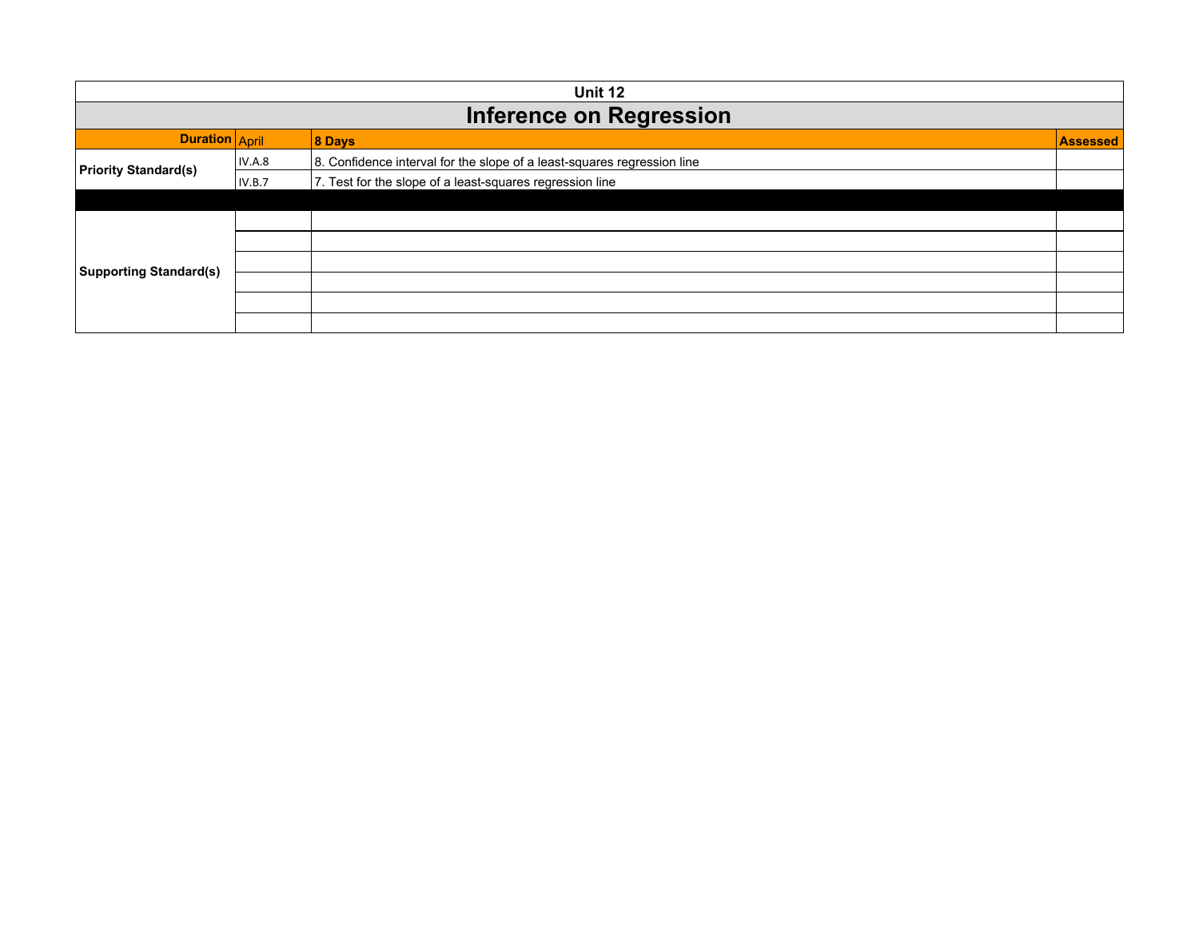| | | | |
|---|---|---|---|
| **Unit 12** | | | |
| **Inference on Regression** | | | |
| **Duration** | April | **8 Days** | **Assessed** |
| **Priority Standard(s)** | IV.A.8 | 8. Confidence interval for the slope of a least-squares regression line | |
| | IV.B.7 | 7. Test for the slope of a least-squares regression line | |
| | | | |
| **Supporting Standard(s)** | | | |
| | | | |
| | | | |
| | | | |
| | | | |
| | | | |